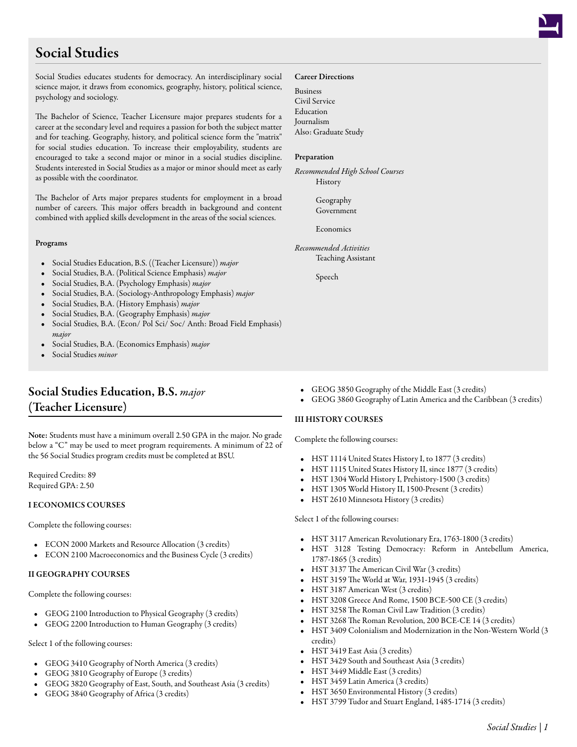# Social Studies

Social Studies educates students for democracy. An interdisciplinary social science major, it draws from economics, geography, history, political science, psychology and sociology.

The Bachelor of Science, Teacher Licensure major prepares students for a career at the secondary level and requires a passion for both the subject matter and for teaching. Geography, history, and political science form the "matrix" for social studies education. To increase their employability, students are encouraged to take a second major or minor in a social studies discipline. Students interested in Social Studies as a major or minor should meet as early as possible with the coordinator.

The Bachelor of Arts major prepares students for employment in a broad number of careers. This major offers breadth in background and content combined with applied skills development in the areas of the social sciences.

### Programs

- Social Studies Education, B.S. ((Teacher Licensure)) *major*
- Social Studies, B.A. (Political Science Emphasis) *major*
- Social Studies, B.A. (Psychology Emphasis) *major*
- Social Studies, B.A. (Sociology-Anthropology Emphasis) *major*
- Social Studies, B.A. (History Emphasis) *major*
- Social Studies, B.A. (Geography Emphasis) *major*
- Social Studies, B.A. (Econ/ Pol Sci/ Soc/ Anth: Broad Field Emphasis) *major*
- Social Studies, B.A. (Economics Emphasis) *major*
- Social Studies *minor*

### Career Directions

Business
Civil Service
Education
Journalism
Also: Graduate Study

### Preparation

*Recommended High School Courses*

History

Geography
Government

Economics

*Recommended Activities*

Teaching Assistant

Speech

## Social Studies Education, B.S. *major* (Teacher Licensure)

**Note:** Students must have a minimum overall 2.50 GPA in the major. No grade below a "C" may be used to meet program requirements. A minimum of 22 of the 56 Social Studies program credits must be completed at BSU.

Required Credits: 89
Required GPA: 2.50

### I ECONOMICS COURSES

Complete the following courses:

- ECON 2000 Markets and Resource Allocation (3 credits)
- ECON 2100 Macroeconomics and the Business Cycle (3 credits)

### II GEOGRAPHY COURSES

Complete the following courses:

- GEOG 2100 Introduction to Physical Geography (3 credits)
- GEOG 2200 Introduction to Human Geography (3 credits)

Select 1 of the following courses:

- GEOG 3410 Geography of North America (3 credits)
- GEOG 3810 Geography of Europe (3 credits)
- GEOG 3820 Geography of East, South, and Southeast Asia (3 credits)
- GEOG 3840 Geography of Africa (3 credits)
- GEOG 3850 Geography of the Middle East (3 credits)
- GEOG 3860 Geography of Latin America and the Caribbean (3 credits)

### III HISTORY COURSES

Complete the following courses:

- HST 1114 United States History I, to 1877 (3 credits)
- HST 1115 United States History II, since 1877 (3 credits)
- HST 1304 World History I, Prehistory-1500 (3 credits)
- HST 1305 World History II, 1500-Present (3 credits)
- HST 2610 Minnesota History (3 credits)

Select 1 of the following courses:

- HST 3117 American Revolutionary Era, 1763-1800 (3 credits)
- HST 3128 Testing Democracy: Reform in Antebellum America, 1787-1865 (3 credits)
- HST 3137 The American Civil War (3 credits)
- HST 3159 The World at War, 1931-1945 (3 credits)
- HST 3187 American West (3 credits)
- HST 3208 Greece And Rome, 1500 BCE-500 CE (3 credits)
- HST 3258 The Roman Civil Law Tradition (3 credits)
- HST 3268 The Roman Revolution, 200 BCE-CE 14 (3 credits)
- HST 3409 Colonialism and Modernization in the Non-Western World (3 credits)
- HST 3419 East Asia (3 credits)
- HST 3429 South and Southeast Asia (3 credits)
- HST 3449 Middle East (3 credits)
- HST 3459 Latin America (3 credits)
- HST 3650 Environmental History (3 credits)
- HST 3799 Tudor and Stuart England, 1485-1714 (3 credits)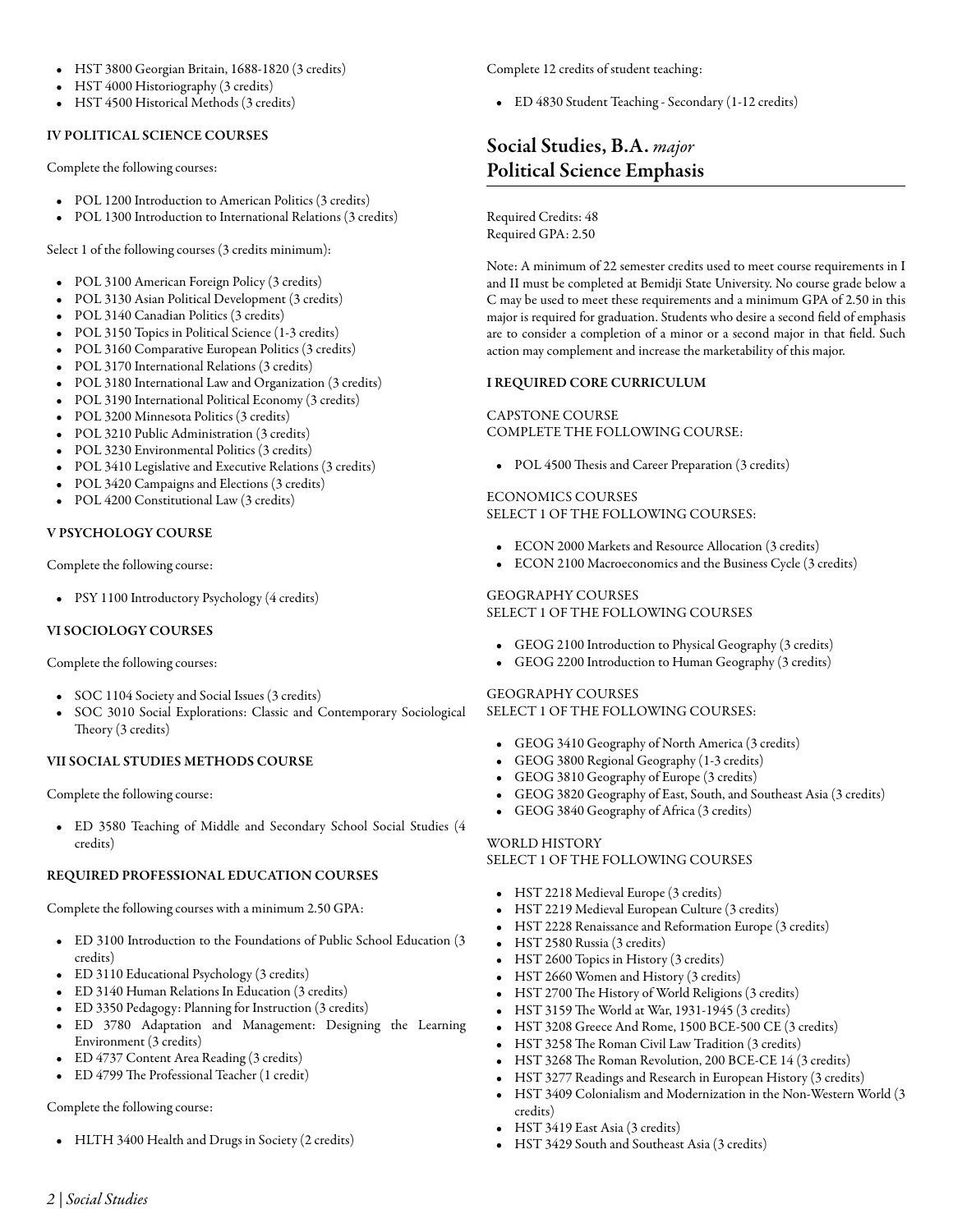- HST 3800 Georgian Britain, 1688-1820 (3 credits)
- HST 4000 Historiography (3 credits)
- HST 4500 Historical Methods (3 credits)

#### IV POLITICAL SCIENCE COURSES

Complete the following courses:

- POL 1200 Introduction to American Politics (3 credits)
- POL 1300 Introduction to International Relations (3 credits)

Select 1 of the following courses (3 credits minimum):

- POL 3100 American Foreign Policy (3 credits)
- POL 3130 Asian Political Development (3 credits)
- POL 3140 Canadian Politics (3 credits)
- POL 3150 Topics in Political Science (1-3 credits)
- POL 3160 Comparative European Politics (3 credits)
- POL 3170 International Relations (3 credits)
- POL 3180 International Law and Organization (3 credits)
- POL 3190 International Political Economy (3 credits)
- POL 3200 Minnesota Politics (3 credits)
- POL 3210 Public Administration (3 credits)
- POL 3230 Environmental Politics (3 credits)
- POL 3410 Legislative and Executive Relations (3 credits)
- POL 3420 Campaigns and Elections (3 credits)
- POL 4200 Constitutional Law (3 credits)

#### V PSYCHOLOGY COURSE

Complete the following course:

- PSY 1100 Introductory Psychology (4 credits)

#### VI SOCIOLOGY COURSES

Complete the following courses:

- SOC 1104 Society and Social Issues (3 credits)
- SOC 3010 Social Explorations: Classic and Contemporary Sociological Theory (3 credits)

#### VII SOCIAL STUDIES METHODS COURSE

Complete the following course:

- ED 3580 Teaching of Middle and Secondary School Social Studies (4 credits)

#### REQUIRED PROFESSIONAL EDUCATION COURSES

Complete the following courses with a minimum 2.50 GPA:

- ED 3100 Introduction to the Foundations of Public School Education (3 credits)
- ED 3110 Educational Psychology (3 credits)
- ED 3140 Human Relations In Education (3 credits)
- ED 3350 Pedagogy: Planning for Instruction (3 credits)
- ED 3780 Adaptation and Management: Designing the Learning Environment (3 credits)
- ED 4737 Content Area Reading (3 credits)
- ED 4799 The Professional Teacher (1 credit)

Complete the following course:

- HLTH 3400 Health and Drugs in Society (2 credits)

Complete 12 credits of student teaching:

- ED 4830 Student Teaching - Secondary (1-12 credits)

## Social Studies, B.A. *major* Political Science Emphasis

Required Credits: 48
Required GPA: 2.50

Note: A minimum of 22 semester credits used to meet course requirements in I and II must be completed at Bemidji State University. No course grade below a C may be used to meet these requirements and a minimum GPA of 2.50 in this major is required for graduation. Students who desire a second field of emphasis are to consider a completion of a minor or a second major in that field. Such action may complement and increase the marketability of this major.

#### I REQUIRED CORE CURRICULUM

CAPSTONE COURSE
COMPLETE THE FOLLOWING COURSE:

- POL 4500 Thesis and Career Preparation (3 credits)

ECONOMICS COURSES
SELECT 1 OF THE FOLLOWING COURSES:

- ECON 2000 Markets and Resource Allocation (3 credits)
- ECON 2100 Macroeconomics and the Business Cycle (3 credits)

GEOGRAPHY COURSES
SELECT 1 OF THE FOLLOWING COURSES

- GEOG 2100 Introduction to Physical Geography (3 credits)
- GEOG 2200 Introduction to Human Geography (3 credits)

GEOGRAPHY COURSES
SELECT 1 OF THE FOLLOWING COURSES:

- GEOG 3410 Geography of North America (3 credits)
- GEOG 3800 Regional Geography (1-3 credits)
- GEOG 3810 Geography of Europe (3 credits)
- GEOG 3820 Geography of East, South, and Southeast Asia (3 credits)
- GEOG 3840 Geography of Africa (3 credits)

WORLD HISTORY
SELECT 1 OF THE FOLLOWING COURSES

- HST 2218 Medieval Europe (3 credits)
- HST 2219 Medieval European Culture (3 credits)
- HST 2228 Renaissance and Reformation Europe (3 credits)
- HST 2580 Russia (3 credits)
- HST 2600 Topics in History (3 credits)
- HST 2660 Women and History (3 credits)
- HST 2700 The History of World Religions (3 credits)
- HST 3159 The World at War, 1931-1945 (3 credits)
- HST 3208 Greece And Rome, 1500 BCE-500 CE (3 credits)
- HST 3258 The Roman Civil Law Tradition (3 credits)
- HST 3268 The Roman Revolution, 200 BCE-CE 14 (3 credits)
- HST 3277 Readings and Research in European History (3 credits)
- HST 3409 Colonialism and Modernization in the Non-Western World (3 credits)
- HST 3419 East Asia (3 credits)
- HST 3429 South and Southeast Asia (3 credits)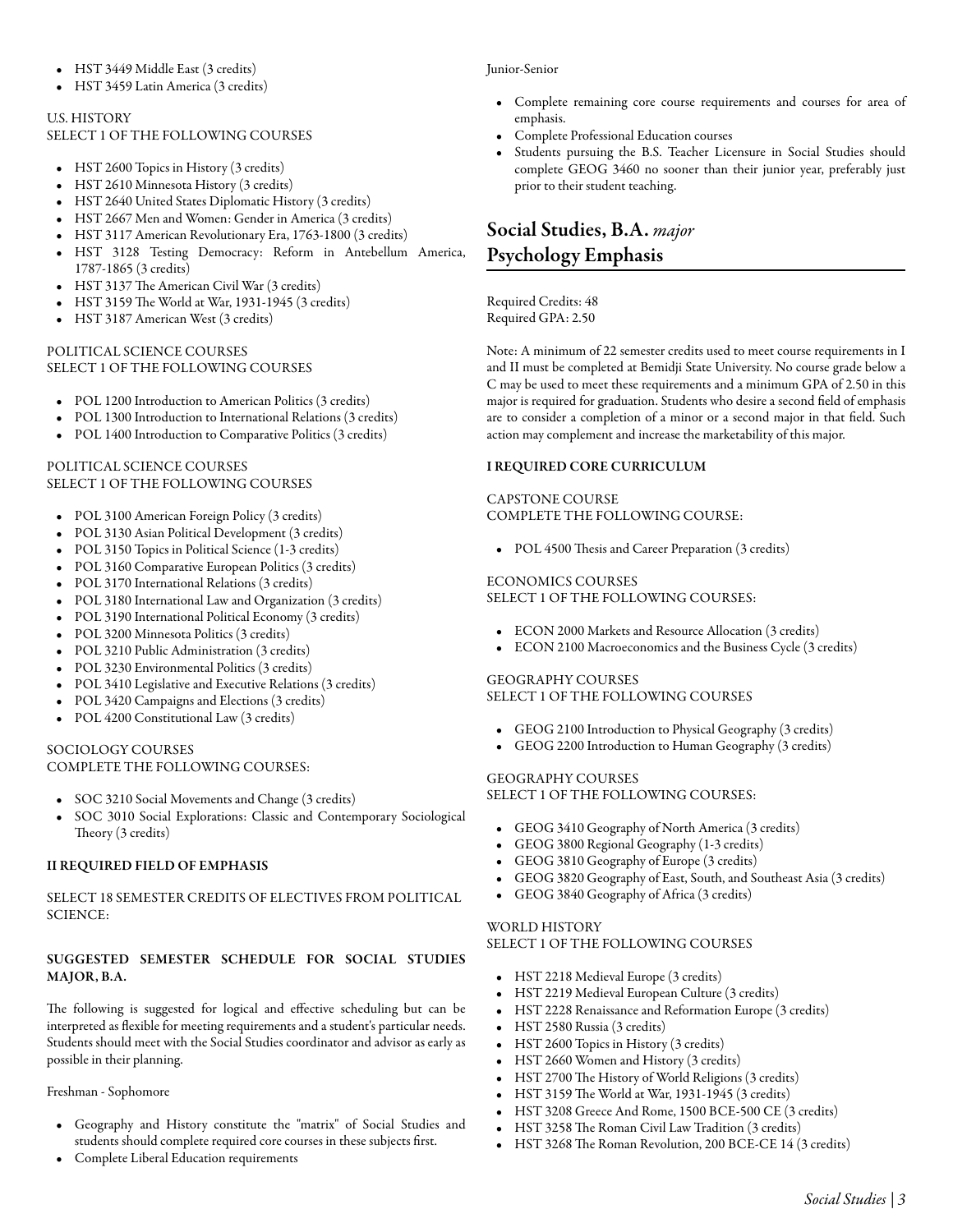- HST 3449 Middle East (3 credits)
- HST 3459 Latin America (3 credits)

U.S. HISTORY
SELECT 1 OF THE FOLLOWING COURSES

- HST 2600 Topics in History (3 credits)
- HST 2610 Minnesota History (3 credits)
- HST 2640 United States Diplomatic History (3 credits)
- HST 2667 Men and Women: Gender in America (3 credits)
- HST 3117 American Revolutionary Era, 1763-1800 (3 credits)
- HST 3128 Testing Democracy: Reform in Antebellum America, 1787-1865 (3 credits)
- HST 3137 The American Civil War (3 credits)
- HST 3159 The World at War, 1931-1945 (3 credits)
- HST 3187 American West (3 credits)

POLITICAL SCIENCE COURSES
SELECT 1 OF THE FOLLOWING COURSES

- POL 1200 Introduction to American Politics (3 credits)
- POL 1300 Introduction to International Relations (3 credits)
- POL 1400 Introduction to Comparative Politics (3 credits)

POLITICAL SCIENCE COURSES
SELECT 1 OF THE FOLLOWING COURSES

- POL 3100 American Foreign Policy (3 credits)
- POL 3130 Asian Political Development (3 credits)
- POL 3150 Topics in Political Science (1-3 credits)
- POL 3160 Comparative European Politics (3 credits)
- POL 3170 International Relations (3 credits)
- POL 3180 International Law and Organization (3 credits)
- POL 3190 International Political Economy (3 credits)
- POL 3200 Minnesota Politics (3 credits)
- POL 3210 Public Administration (3 credits)
- POL 3230 Environmental Politics (3 credits)
- POL 3410 Legislative and Executive Relations (3 credits)
- POL 3420 Campaigns and Elections (3 credits)
- POL 4200 Constitutional Law (3 credits)

SOCIOLOGY COURSES
COMPLETE THE FOLLOWING COURSES:

- SOC 3210 Social Movements and Change (3 credits)
- SOC 3010 Social Explorations: Classic and Contemporary Sociological Theory (3 credits)

**II REQUIRED FIELD OF EMPHASIS**

SELECT 18 SEMESTER CREDITS OF ELECTIVES FROM POLITICAL SCIENCE:

**SUGGESTED SEMESTER SCHEDULE FOR SOCIAL STUDIES MAJOR, B.A.**

The following is suggested for logical and effective scheduling but can be interpreted as flexible for meeting requirements and a student's particular needs. Students should meet with the Social Studies coordinator and advisor as early as possible in their planning.

Freshman - Sophomore

- Geography and History constitute the "matrix" of Social Studies and students should complete required core courses in these subjects first.
- Complete Liberal Education requirements

Junior-Senior

- Complete remaining core course requirements and courses for area of emphasis.
- Complete Professional Education courses
- Students pursuing the B.S. Teacher Licensure in Social Studies should complete GEOG 3460 no sooner than their junior year, preferably just prior to their student teaching.

## Social Studies, B.A. *major* Psychology Emphasis

Required Credits: 48
Required GPA: 2.50

Note: A minimum of 22 semester credits used to meet course requirements in I and II must be completed at Bemidji State University. No course grade below a C may be used to meet these requirements and a minimum GPA of 2.50 in this major is required for graduation. Students who desire a second field of emphasis are to consider a completion of a minor or a second major in that field. Such action may complement and increase the marketability of this major.

**I REQUIRED CORE CURRICULUM**

CAPSTONE COURSE
COMPLETE THE FOLLOWING COURSE:

- POL 4500 Thesis and Career Preparation (3 credits)

ECONOMICS COURSES
SELECT 1 OF THE FOLLOWING COURSES:

- ECON 2000 Markets and Resource Allocation (3 credits)
- ECON 2100 Macroeconomics and the Business Cycle (3 credits)

GEOGRAPHY COURSES
SELECT 1 OF THE FOLLOWING COURSES

- GEOG 2100 Introduction to Physical Geography (3 credits)
- GEOG 2200 Introduction to Human Geography (3 credits)

GEOGRAPHY COURSES
SELECT 1 OF THE FOLLOWING COURSES:

- GEOG 3410 Geography of North America (3 credits)
- GEOG 3800 Regional Geography (1-3 credits)
- GEOG 3810 Geography of Europe (3 credits)
- GEOG 3820 Geography of East, South, and Southeast Asia (3 credits)
- GEOG 3840 Geography of Africa (3 credits)

WORLD HISTORY
SELECT 1 OF THE FOLLOWING COURSES

- HST 2218 Medieval Europe (3 credits)
- HST 2219 Medieval European Culture (3 credits)
- HST 2228 Renaissance and Reformation Europe (3 credits)
- HST 2580 Russia (3 credits)
- HST 2600 Topics in History (3 credits)
- HST 2660 Women and History (3 credits)
- HST 2700 The History of World Religions (3 credits)
- HST 3159 The World at War, 1931-1945 (3 credits)
- HST 3208 Greece And Rome, 1500 BCE-500 CE (3 credits)
- HST 3258 The Roman Civil Law Tradition (3 credits)
- HST 3268 The Roman Revolution, 200 BCE-CE 14 (3 credits)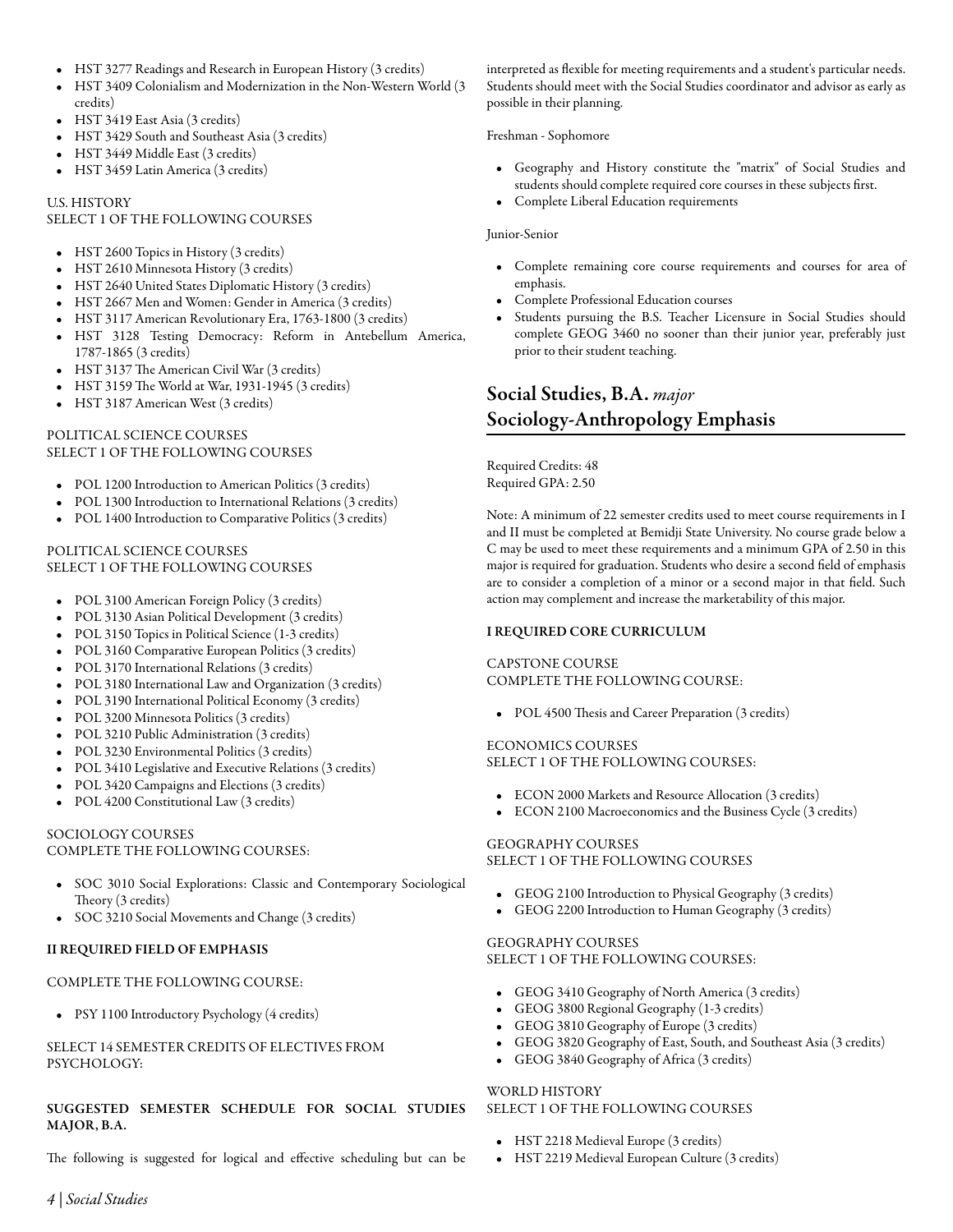- HST 3277 Readings and Research in European History (3 credits)
- HST 3409 Colonialism and Modernization in the Non-Western World (3 credits)
- HST 3419 East Asia (3 credits)
- HST 3429 South and Southeast Asia (3 credits)
- HST 3449 Middle East (3 credits)
- HST 3459 Latin America (3 credits)

U.S. HISTORY
SELECT 1 OF THE FOLLOWING COURSES

- HST 2600 Topics in History (3 credits)
- HST 2610 Minnesota History (3 credits)
- HST 2640 United States Diplomatic History (3 credits)
- HST 2667 Men and Women: Gender in America (3 credits)
- HST 3117 American Revolutionary Era, 1763-1800 (3 credits)
- HST 3128 Testing Democracy: Reform in Antebellum America, 1787-1865 (3 credits)
- HST 3137 The American Civil War (3 credits)
- HST 3159 The World at War, 1931-1945 (3 credits)
- HST 3187 American West (3 credits)

POLITICAL SCIENCE COURSES
SELECT 1 OF THE FOLLOWING COURSES

- POL 1200 Introduction to American Politics (3 credits)
- POL 1300 Introduction to International Relations (3 credits)
- POL 1400 Introduction to Comparative Politics (3 credits)

POLITICAL SCIENCE COURSES
SELECT 1 OF THE FOLLOWING COURSES

- POL 3100 American Foreign Policy (3 credits)
- POL 3130 Asian Political Development (3 credits)
- POL 3150 Topics in Political Science (1-3 credits)
- POL 3160 Comparative European Politics (3 credits)
- POL 3170 International Relations (3 credits)
- POL 3180 International Law and Organization (3 credits)
- POL 3190 International Political Economy (3 credits)
- POL 3200 Minnesota Politics (3 credits)
- POL 3210 Public Administration (3 credits)
- POL 3230 Environmental Politics (3 credits)
- POL 3410 Legislative and Executive Relations (3 credits)
- POL 3420 Campaigns and Elections (3 credits)
- POL 4200 Constitutional Law (3 credits)

SOCIOLOGY COURSES
COMPLETE THE FOLLOWING COURSES:

- SOC 3010 Social Explorations: Classic and Contemporary Sociological Theory (3 credits)
- SOC 3210 Social Movements and Change (3 credits)

**II REQUIRED FIELD OF EMPHASIS**

COMPLETE THE FOLLOWING COURSE:

- PSY 1100 Introductory Psychology (4 credits)

SELECT 14 SEMESTER CREDITS OF ELECTIVES FROM PSYCHOLOGY:

**SUGGESTED SEMESTER SCHEDULE FOR SOCIAL STUDIES MAJOR, B.A.**

The following is suggested for logical and effective scheduling but can be interpreted as flexible for meeting requirements and a student's particular needs. Students should meet with the Social Studies coordinator and advisor as early as possible in their planning.

Freshman - Sophomore

- Geography and History constitute the "matrix" of Social Studies and students should complete required core courses in these subjects first.
- Complete Liberal Education requirements

Junior-Senior

- Complete remaining core course requirements and courses for area of emphasis.
- Complete Professional Education courses
- Students pursuing the B.S. Teacher Licensure in Social Studies should complete GEOG 3460 no sooner than their junior year, preferably just prior to their student teaching.

## Social Studies, B.A. *major* Sociology-Anthropology Emphasis

Required Credits: 48
Required GPA: 2.50

Note: A minimum of 22 semester credits used to meet course requirements in I and II must be completed at Bemidji State University. No course grade below a C may be used to meet these requirements and a minimum GPA of 2.50 in this major is required for graduation. Students who desire a second field of emphasis are to consider a completion of a minor or a second major in that field. Such action may complement and increase the marketability of this major.

**I REQUIRED CORE CURRICULUM**

CAPSTONE COURSE
COMPLETE THE FOLLOWING COURSE:

- POL 4500 Thesis and Career Preparation (3 credits)

ECONOMICS COURSES
SELECT 1 OF THE FOLLOWING COURSES:

- ECON 2000 Markets and Resource Allocation (3 credits)
- ECON 2100 Macroeconomics and the Business Cycle (3 credits)

GEOGRAPHY COURSES
SELECT 1 OF THE FOLLOWING COURSES

- GEOG 2100 Introduction to Physical Geography (3 credits)
- GEOG 2200 Introduction to Human Geography (3 credits)

GEOGRAPHY COURSES
SELECT 1 OF THE FOLLOWING COURSES:

- GEOG 3410 Geography of North America (3 credits)
- GEOG 3800 Regional Geography (1-3 credits)
- GEOG 3810 Geography of Europe (3 credits)
- GEOG 3820 Geography of East, South, and Southeast Asia (3 credits)
- GEOG 3840 Geography of Africa (3 credits)

WORLD HISTORY
SELECT 1 OF THE FOLLOWING COURSES

- HST 2218 Medieval Europe (3 credits)
- HST 2219 Medieval European Culture (3 credits)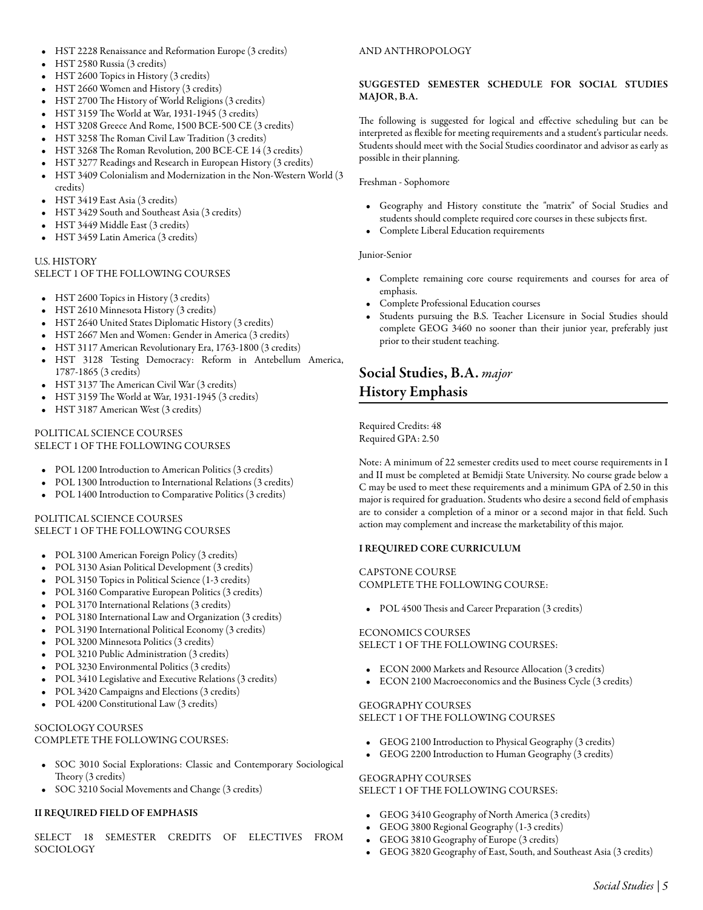- HST 2228 Renaissance and Reformation Europe (3 credits)
- HST 2580 Russia (3 credits)
- HST 2600 Topics in History (3 credits)
- HST 2660 Women and History (3 credits)
- HST 2700 The History of World Religions (3 credits)
- HST 3159 The World at War, 1931-1945 (3 credits)
- HST 3208 Greece And Rome, 1500 BCE-500 CE (3 credits)
- HST 3258 The Roman Civil Law Tradition (3 credits)
- HST 3268 The Roman Revolution, 200 BCE-CE 14 (3 credits)
- HST 3277 Readings and Research in European History (3 credits)
- HST 3409 Colonialism and Modernization in the Non-Western World (3 credits)
- HST 3419 East Asia (3 credits)
- HST 3429 South and Southeast Asia (3 credits)
- HST 3449 Middle East (3 credits)
- HST 3459 Latin America (3 credits)

U.S. HISTORY
SELECT 1 OF THE FOLLOWING COURSES

- HST 2600 Topics in History (3 credits)
- HST 2610 Minnesota History (3 credits)
- HST 2640 United States Diplomatic History (3 credits)
- HST 2667 Men and Women: Gender in America (3 credits)
- HST 3117 American Revolutionary Era, 1763-1800 (3 credits)
- HST 3128 Testing Democracy: Reform in Antebellum America, 1787-1865 (3 credits)
- HST 3137 The American Civil War (3 credits)
- HST 3159 The World at War, 1931-1945 (3 credits)
- HST 3187 American West (3 credits)

POLITICAL SCIENCE COURSES
SELECT 1 OF THE FOLLOWING COURSES

- POL 1200 Introduction to American Politics (3 credits)
- POL 1300 Introduction to International Relations (3 credits)
- POL 1400 Introduction to Comparative Politics (3 credits)

POLITICAL SCIENCE COURSES
SELECT 1 OF THE FOLLOWING COURSES

- POL 3100 American Foreign Policy (3 credits)
- POL 3130 Asian Political Development (3 credits)
- POL 3150 Topics in Political Science (1-3 credits)
- POL 3160 Comparative European Politics (3 credits)
- POL 3170 International Relations (3 credits)
- POL 3180 International Law and Organization (3 credits)
- POL 3190 International Political Economy (3 credits)
- POL 3200 Minnesota Politics (3 credits)
- POL 3210 Public Administration (3 credits)
- POL 3230 Environmental Politics (3 credits)
- POL 3410 Legislative and Executive Relations (3 credits)
- POL 3420 Campaigns and Elections (3 credits)
- POL 4200 Constitutional Law (3 credits)

SOCIOLOGY COURSES
COMPLETE THE FOLLOWING COURSES:

- SOC 3010 Social Explorations: Classic and Contemporary Sociological Theory (3 credits)
- SOC 3210 Social Movements and Change (3 credits)

**II REQUIRED FIELD OF EMPHASIS**

SELECT 18 SEMESTER CREDITS OF ELECTIVES FROM SOCIOLOGY AND ANTHROPOLOGY

**SUGGESTED SEMESTER SCHEDULE FOR SOCIAL STUDIES MAJOR, B.A.**

The following is suggested for logical and effective scheduling but can be interpreted as flexible for meeting requirements and a student's particular needs. Students should meet with the Social Studies coordinator and advisor as early as possible in their planning.

Freshman - Sophomore

- Geography and History constitute the "matrix" of Social Studies and students should complete required core courses in these subjects first.
- Complete Liberal Education requirements

Junior-Senior

- Complete remaining core course requirements and courses for area of emphasis.
- Complete Professional Education courses
- Students pursuing the B.S. Teacher Licensure in Social Studies should complete GEOG 3460 no sooner than their junior year, preferably just prior to their student teaching.

## Social Studies, B.A. *major*
## History Emphasis

Required Credits: 48
Required GPA: 2.50

Note: A minimum of 22 semester credits used to meet course requirements in I and II must be completed at Bemidji State University. No course grade below a C may be used to meet these requirements and a minimum GPA of 2.50 in this major is required for graduation. Students who desire a second field of emphasis are to consider a completion of a minor or a second major in that field. Such action may complement and increase the marketability of this major.

**I REQUIRED CORE CURRICULUM**

CAPSTONE COURSE
COMPLETE THE FOLLOWING COURSE:

- POL 4500 Thesis and Career Preparation (3 credits)

ECONOMICS COURSES
SELECT 1 OF THE FOLLOWING COURSES:

- ECON 2000 Markets and Resource Allocation (3 credits)
- ECON 2100 Macroeconomics and the Business Cycle (3 credits)

GEOGRAPHY COURSES
SELECT 1 OF THE FOLLOWING COURSES

- GEOG 2100 Introduction to Physical Geography (3 credits)
- GEOG 2200 Introduction to Human Geography (3 credits)

GEOGRAPHY COURSES
SELECT 1 OF THE FOLLOWING COURSES:

- GEOG 3410 Geography of North America (3 credits)
- GEOG 3800 Regional Geography (1-3 credits)
- GEOG 3810 Geography of Europe (3 credits)
- GEOG 3820 Geography of East, South, and Southeast Asia (3 credits)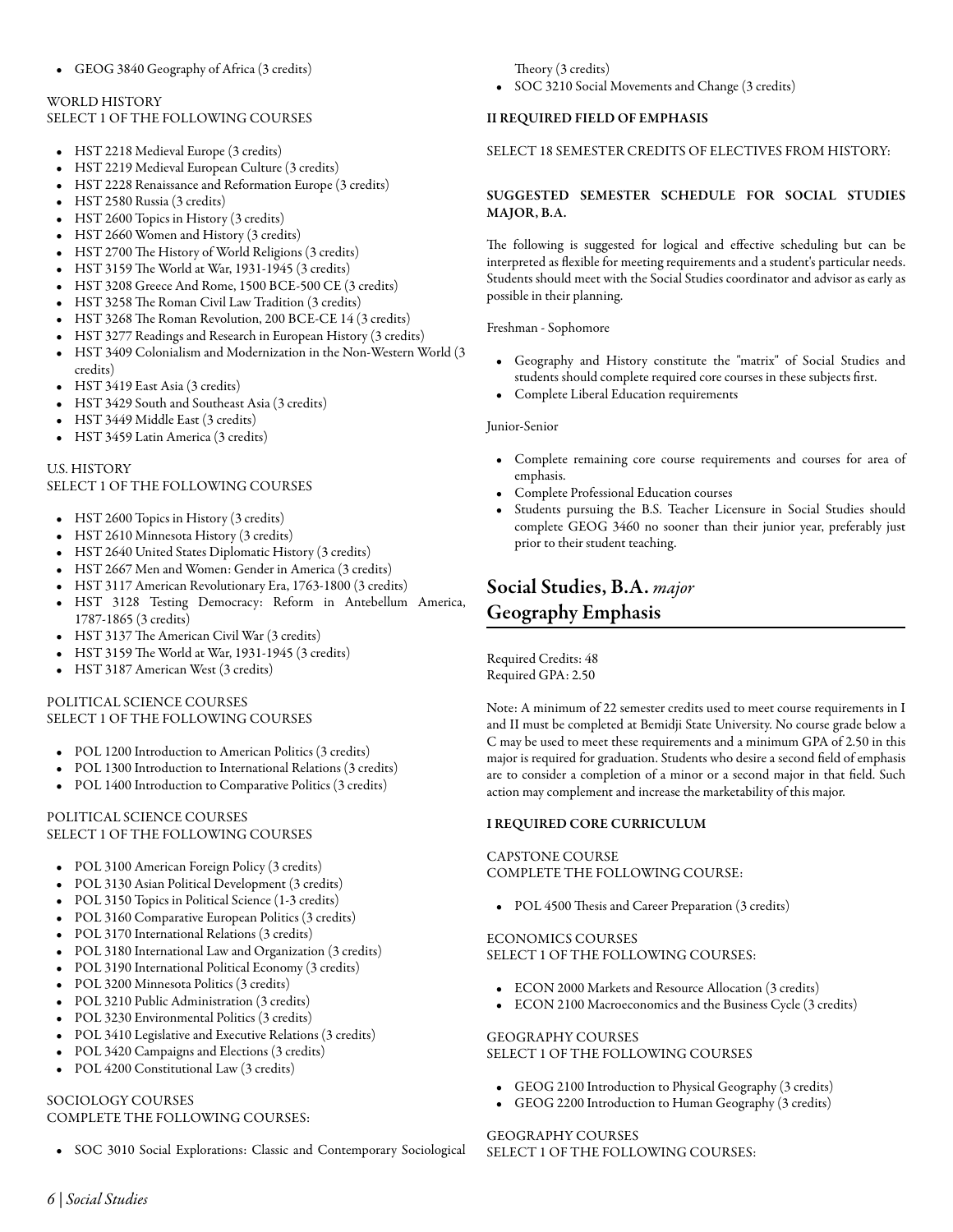- GEOG 3840 Geography of Africa (3 credits)

WORLD HISTORY
SELECT 1 OF THE FOLLOWING COURSES

- HST 2218 Medieval Europe (3 credits)
- HST 2219 Medieval European Culture (3 credits)
- HST 2228 Renaissance and Reformation Europe (3 credits)
- HST 2580 Russia (3 credits)
- HST 2600 Topics in History (3 credits)
- HST 2660 Women and History (3 credits)
- HST 2700 The History of World Religions (3 credits)
- HST 3159 The World at War, 1931-1945 (3 credits)
- HST 3208 Greece And Rome, 1500 BCE-500 CE (3 credits)
- HST 3258 The Roman Civil Law Tradition (3 credits)
- HST 3268 The Roman Revolution, 200 BCE-CE 14 (3 credits)
- HST 3277 Readings and Research in European History (3 credits)
- HST 3409 Colonialism and Modernization in the Non-Western World (3 credits)
- HST 3419 East Asia (3 credits)
- HST 3429 South and Southeast Asia (3 credits)
- HST 3449 Middle East (3 credits)
- HST 3459 Latin America (3 credits)

U.S. HISTORY
SELECT 1 OF THE FOLLOWING COURSES

- HST 2600 Topics in History (3 credits)
- HST 2610 Minnesota History (3 credits)
- HST 2640 United States Diplomatic History (3 credits)
- HST 2667 Men and Women: Gender in America (3 credits)
- HST 3117 American Revolutionary Era, 1763-1800 (3 credits)
- HST 3128 Testing Democracy: Reform in Antebellum America, 1787-1865 (3 credits)
- HST 3137 The American Civil War (3 credits)
- HST 3159 The World at War, 1931-1945 (3 credits)
- HST 3187 American West (3 credits)

POLITICAL SCIENCE COURSES
SELECT 1 OF THE FOLLOWING COURSES

- POL 1200 Introduction to American Politics (3 credits)
- POL 1300 Introduction to International Relations (3 credits)
- POL 1400 Introduction to Comparative Politics (3 credits)

POLITICAL SCIENCE COURSES
SELECT 1 OF THE FOLLOWING COURSES

- POL 3100 American Foreign Policy (3 credits)
- POL 3130 Asian Political Development (3 credits)
- POL 3150 Topics in Political Science (1-3 credits)
- POL 3160 Comparative European Politics (3 credits)
- POL 3170 International Relations (3 credits)
- POL 3180 International Law and Organization (3 credits)
- POL 3190 International Political Economy (3 credits)
- POL 3200 Minnesota Politics (3 credits)
- POL 3210 Public Administration (3 credits)
- POL 3230 Environmental Politics (3 credits)
- POL 3410 Legislative and Executive Relations (3 credits)
- POL 3420 Campaigns and Elections (3 credits)
- POL 4200 Constitutional Law (3 credits)

SOCIOLOGY COURSES
COMPLETE THE FOLLOWING COURSES:

- SOC 3010 Social Explorations: Classic and Contemporary Sociological Theory (3 credits)
- SOC 3210 Social Movements and Change (3 credits)

**II REQUIRED FIELD OF EMPHASIS**

SELECT 18 SEMESTER CREDITS OF ELECTIVES FROM HISTORY:

**SUGGESTED SEMESTER SCHEDULE FOR SOCIAL STUDIES MAJOR, B.A.**

The following is suggested for logical and effective scheduling but can be interpreted as flexible for meeting requirements and a student's particular needs. Students should meet with the Social Studies coordinator and advisor as early as possible in their planning.

Freshman - Sophomore

- Geography and History constitute the "matrix" of Social Studies and students should complete required core courses in these subjects first.
- Complete Liberal Education requirements

Junior-Senior

- Complete remaining core course requirements and courses for area of emphasis.
- Complete Professional Education courses
- Students pursuing the B.S. Teacher Licensure in Social Studies should complete GEOG 3460 no sooner than their junior year, preferably just prior to their student teaching.

## Social Studies, B.A. *major* Geography Emphasis

Required Credits: 48
Required GPA: 2.50

Note: A minimum of 22 semester credits used to meet course requirements in I and II must be completed at Bemidji State University. No course grade below a C may be used to meet these requirements and a minimum GPA of 2.50 in this major is required for graduation. Students who desire a second field of emphasis are to consider a completion of a minor or a second major in that field. Such action may complement and increase the marketability of this major.

**I REQUIRED CORE CURRICULUM**

CAPSTONE COURSE
COMPLETE THE FOLLOWING COURSE:

- POL 4500 Thesis and Career Preparation (3 credits)

ECONOMICS COURSES
SELECT 1 OF THE FOLLOWING COURSES:

- ECON 2000 Markets and Resource Allocation (3 credits)
- ECON 2100 Macroeconomics and the Business Cycle (3 credits)

GEOGRAPHY COURSES
SELECT 1 OF THE FOLLOWING COURSES

- GEOG 2100 Introduction to Physical Geography (3 credits)
- GEOG 2200 Introduction to Human Geography (3 credits)

GEOGRAPHY COURSES
SELECT 1 OF THE FOLLOWING COURSES: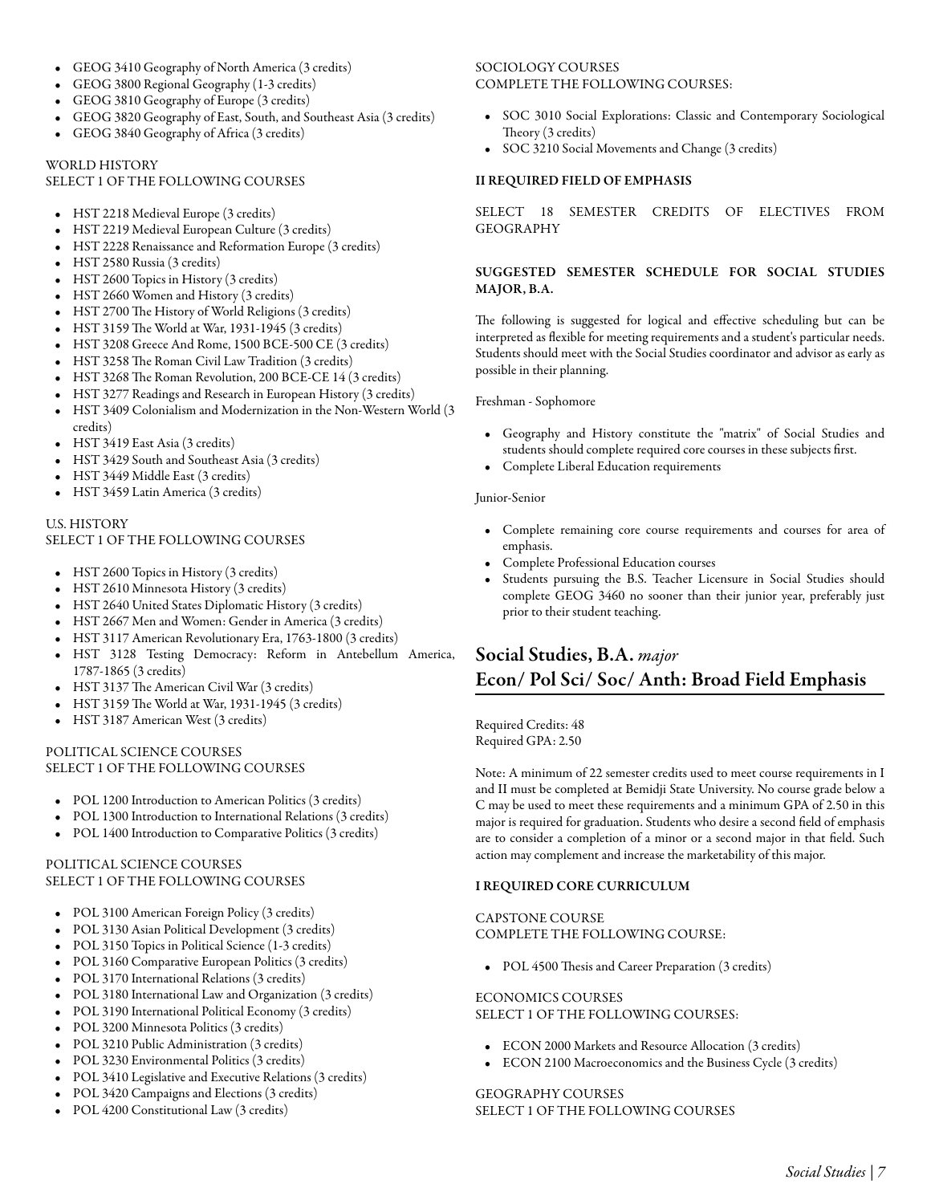- GEOG 3410 Geography of North America (3 credits)
- GEOG 3800 Regional Geography (1-3 credits)
- GEOG 3810 Geography of Europe (3 credits)
- GEOG 3820 Geography of East, South, and Southeast Asia (3 credits)
- GEOG 3840 Geography of Africa (3 credits)

WORLD HISTORY
SELECT 1 OF THE FOLLOWING COURSES

- HST 2218 Medieval Europe (3 credits)
- HST 2219 Medieval European Culture (3 credits)
- HST 2228 Renaissance and Reformation Europe (3 credits)
- HST 2580 Russia (3 credits)
- HST 2600 Topics in History (3 credits)
- HST 2660 Women and History (3 credits)
- HST 2700 The History of World Religions (3 credits)
- HST 3159 The World at War, 1931-1945 (3 credits)
- HST 3208 Greece And Rome, 1500 BCE-500 CE (3 credits)
- HST 3258 The Roman Civil Law Tradition (3 credits)
- HST 3268 The Roman Revolution, 200 BCE-CE 14 (3 credits)
- HST 3277 Readings and Research in European History (3 credits)
- HST 3409 Colonialism and Modernization in the Non-Western World (3 credits)
- HST 3419 East Asia (3 credits)
- HST 3429 South and Southeast Asia (3 credits)
- HST 3449 Middle East (3 credits)
- HST 3459 Latin America (3 credits)

U.S. HISTORY
SELECT 1 OF THE FOLLOWING COURSES

- HST 2600 Topics in History (3 credits)
- HST 2610 Minnesota History (3 credits)
- HST 2640 United States Diplomatic History (3 credits)
- HST 2667 Men and Women: Gender in America (3 credits)
- HST 3117 American Revolutionary Era, 1763-1800 (3 credits)
- HST 3128 Testing Democracy: Reform in Antebellum America, 1787-1865 (3 credits)
- HST 3137 The American Civil War (3 credits)
- HST 3159 The World at War, 1931-1945 (3 credits)
- HST 3187 American West (3 credits)

POLITICAL SCIENCE COURSES
SELECT 1 OF THE FOLLOWING COURSES

- POL 1200 Introduction to American Politics (3 credits)
- POL 1300 Introduction to International Relations (3 credits)
- POL 1400 Introduction to Comparative Politics (3 credits)

POLITICAL SCIENCE COURSES
SELECT 1 OF THE FOLLOWING COURSES

- POL 3100 American Foreign Policy (3 credits)
- POL 3130 Asian Political Development (3 credits)
- POL 3150 Topics in Political Science (1-3 credits)
- POL 3160 Comparative European Politics (3 credits)
- POL 3170 International Relations (3 credits)
- POL 3180 International Law and Organization (3 credits)
- POL 3190 International Political Economy (3 credits)
- POL 3200 Minnesota Politics (3 credits)
- POL 3210 Public Administration (3 credits)
- POL 3230 Environmental Politics (3 credits)
- POL 3410 Legislative and Executive Relations (3 credits)
- POL 3420 Campaigns and Elections (3 credits)
- POL 4200 Constitutional Law (3 credits)

SOCIOLOGY COURSES
COMPLETE THE FOLLOWING COURSES:

- SOC 3010 Social Explorations: Classic and Contemporary Sociological Theory (3 credits)
- SOC 3210 Social Movements and Change (3 credits)

**II REQUIRED FIELD OF EMPHASIS**

SELECT 18 SEMESTER CREDITS OF ELECTIVES FROM GEOGRAPHY

**SUGGESTED SEMESTER SCHEDULE FOR SOCIAL STUDIES MAJOR, B.A.**

The following is suggested for logical and effective scheduling but can be interpreted as flexible for meeting requirements and a student's particular needs. Students should meet with the Social Studies coordinator and advisor as early as possible in their planning.

Freshman - Sophomore

- Geography and History constitute the "matrix" of Social Studies and students should complete required core courses in these subjects first.
- Complete Liberal Education requirements

Junior-Senior

- Complete remaining core course requirements and courses for area of emphasis.
- Complete Professional Education courses
- Students pursuing the B.S. Teacher Licensure in Social Studies should complete GEOG 3460 no sooner than their junior year, preferably just prior to their student teaching.

## Social Studies, B.A. *major*
## Econ/ Pol Sci/ Soc/ Anth: Broad Field Emphasis

Required Credits: 48
Required GPA: 2.50

Note: A minimum of 22 semester credits used to meet course requirements in I and II must be completed at Bemidji State University. No course grade below a C may be used to meet these requirements and a minimum GPA of 2.50 in this major is required for graduation. Students who desire a second field of emphasis are to consider a completion of a minor or a second major in that field. Such action may complement and increase the marketability of this major.

**I REQUIRED CORE CURRICULUM**

CAPSTONE COURSE
COMPLETE THE FOLLOWING COURSE:

- POL 4500 Thesis and Career Preparation (3 credits)

ECONOMICS COURSES
SELECT 1 OF THE FOLLOWING COURSES:

- ECON 2000 Markets and Resource Allocation (3 credits)
- ECON 2100 Macroeconomics and the Business Cycle (3 credits)

GEOGRAPHY COURSES
SELECT 1 OF THE FOLLOWING COURSES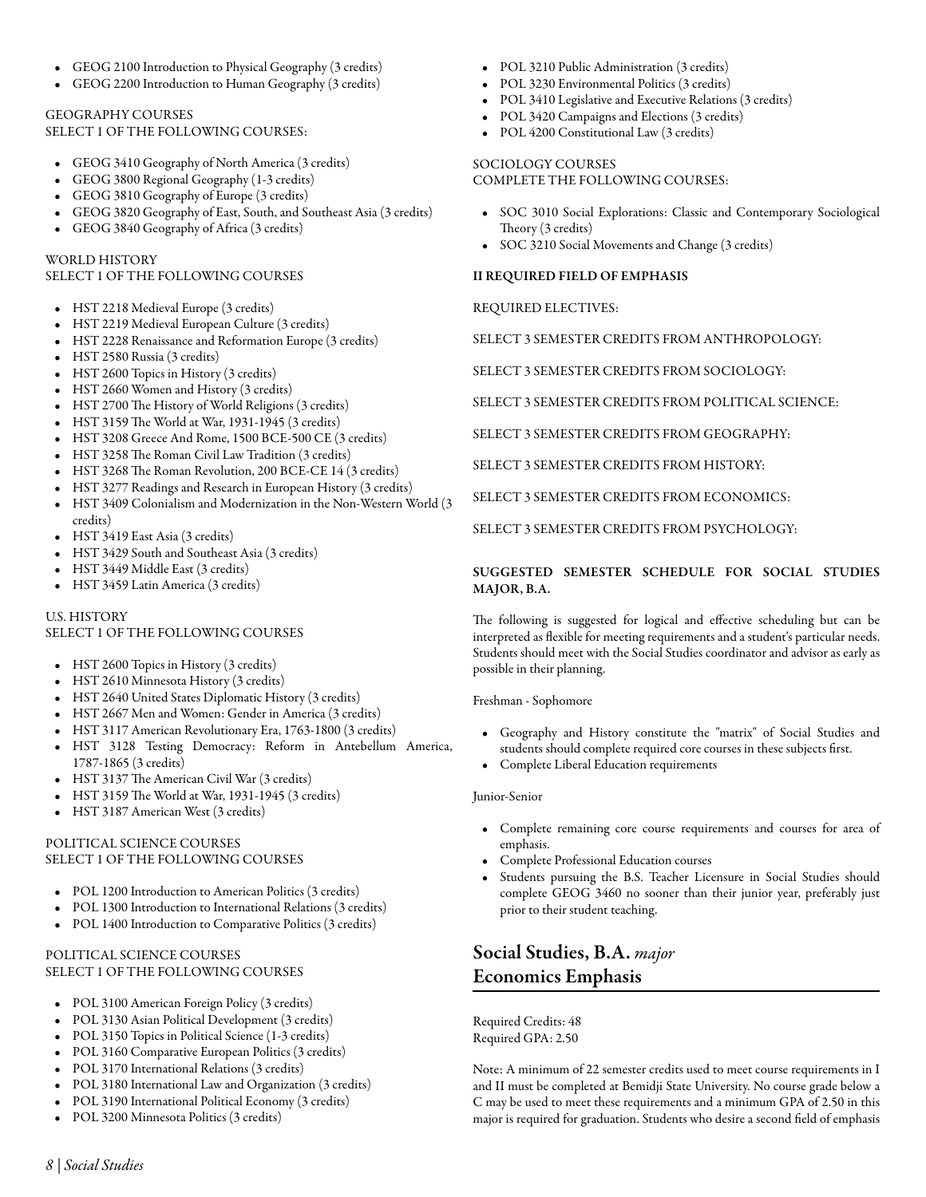- GEOG 2100 Introduction to Physical Geography (3 credits)
- GEOG 2200 Introduction to Human Geography (3 credits)

GEOGRAPHY COURSES
SELECT 1 OF THE FOLLOWING COURSES:

- GEOG 3410 Geography of North America (3 credits)
- GEOG 3800 Regional Geography (1-3 credits)
- GEOG 3810 Geography of Europe (3 credits)
- GEOG 3820 Geography of East, South, and Southeast Asia (3 credits)
- GEOG 3840 Geography of Africa (3 credits)

WORLD HISTORY
SELECT 1 OF THE FOLLOWING COURSES

- HST 2218 Medieval Europe (3 credits)
- HST 2219 Medieval European Culture (3 credits)
- HST 2228 Renaissance and Reformation Europe (3 credits)
- HST 2580 Russia (3 credits)
- HST 2600 Topics in History (3 credits)
- HST 2660 Women and History (3 credits)
- HST 2700 The History of World Religions (3 credits)
- HST 3159 The World at War, 1931-1945 (3 credits)
- HST 3208 Greece And Rome, 1500 BCE-500 CE (3 credits)
- HST 3258 The Roman Civil Law Tradition (3 credits)
- HST 3268 The Roman Revolution, 200 BCE-CE 14 (3 credits)
- HST 3277 Readings and Research in European History (3 credits)
- HST 3409 Colonialism and Modernization in the Non-Western World (3 credits)
- HST 3419 East Asia (3 credits)
- HST 3429 South and Southeast Asia (3 credits)
- HST 3449 Middle East (3 credits)
- HST 3459 Latin America (3 credits)

U.S. HISTORY
SELECT 1 OF THE FOLLOWING COURSES

- HST 2600 Topics in History (3 credits)
- HST 2610 Minnesota History (3 credits)
- HST 2640 United States Diplomatic History (3 credits)
- HST 2667 Men and Women: Gender in America (3 credits)
- HST 3117 American Revolutionary Era, 1763-1800 (3 credits)
- HST 3128 Testing Democracy: Reform in Antebellum America, 1787-1865 (3 credits)
- HST 3137 The American Civil War (3 credits)
- HST 3159 The World at War, 1931-1945 (3 credits)
- HST 3187 American West (3 credits)

POLITICAL SCIENCE COURSES
SELECT 1 OF THE FOLLOWING COURSES

- POL 1200 Introduction to American Politics (3 credits)
- POL 1300 Introduction to International Relations (3 credits)
- POL 1400 Introduction to Comparative Politics (3 credits)

POLITICAL SCIENCE COURSES
SELECT 1 OF THE FOLLOWING COURSES

- POL 3100 American Foreign Policy (3 credits)
- POL 3130 Asian Political Development (3 credits)
- POL 3150 Topics in Political Science (1-3 credits)
- POL 3160 Comparative European Politics (3 credits)
- POL 3170 International Relations (3 credits)
- POL 3180 International Law and Organization (3 credits)
- POL 3190 International Political Economy (3 credits)
- POL 3200 Minnesota Politics (3 credits)
- POL 3210 Public Administration (3 credits)
- POL 3230 Environmental Politics (3 credits)
- POL 3410 Legislative and Executive Relations (3 credits)
- POL 3420 Campaigns and Elections (3 credits)
- POL 4200 Constitutional Law (3 credits)

SOCIOLOGY COURSES
COMPLETE THE FOLLOWING COURSES:

- SOC 3010 Social Explorations: Classic and Contemporary Sociological Theory (3 credits)
- SOC 3210 Social Movements and Change (3 credits)

**II REQUIRED FIELD OF EMPHASIS**

REQUIRED ELECTIVES:

SELECT 3 SEMESTER CREDITS FROM ANTHROPOLOGY:

SELECT 3 SEMESTER CREDITS FROM SOCIOLOGY:

SELECT 3 SEMESTER CREDITS FROM POLITICAL SCIENCE:

SELECT 3 SEMESTER CREDITS FROM GEOGRAPHY:

SELECT 3 SEMESTER CREDITS FROM HISTORY:

SELECT 3 SEMESTER CREDITS FROM ECONOMICS:

SELECT 3 SEMESTER CREDITS FROM PSYCHOLOGY:

**SUGGESTED SEMESTER SCHEDULE FOR SOCIAL STUDIES MAJOR, B.A.**

The following is suggested for logical and effective scheduling but can be interpreted as flexible for meeting requirements and a student's particular needs. Students should meet with the Social Studies coordinator and advisor as early as possible in their planning.

Freshman - Sophomore

- Geography and History constitute the "matrix" of Social Studies and students should complete required core courses in these subjects first.
- Complete Liberal Education requirements

Junior-Senior

- Complete remaining core course requirements and courses for area of emphasis.
- Complete Professional Education courses
- Students pursuing the B.S. Teacher Licensure in Social Studies should complete GEOG 3460 no sooner than their junior year, preferably just prior to their student teaching.

## Social Studies, B.A. *major* Economics Emphasis

Required Credits: 48
Required GPA: 2.50

Note: A minimum of 22 semester credits used to meet course requirements in I and II must be completed at Bemidji State University. No course grade below a C may be used to meet these requirements and a minimum GPA of 2.50 in this major is required for graduation. Students who desire a second field of emphasis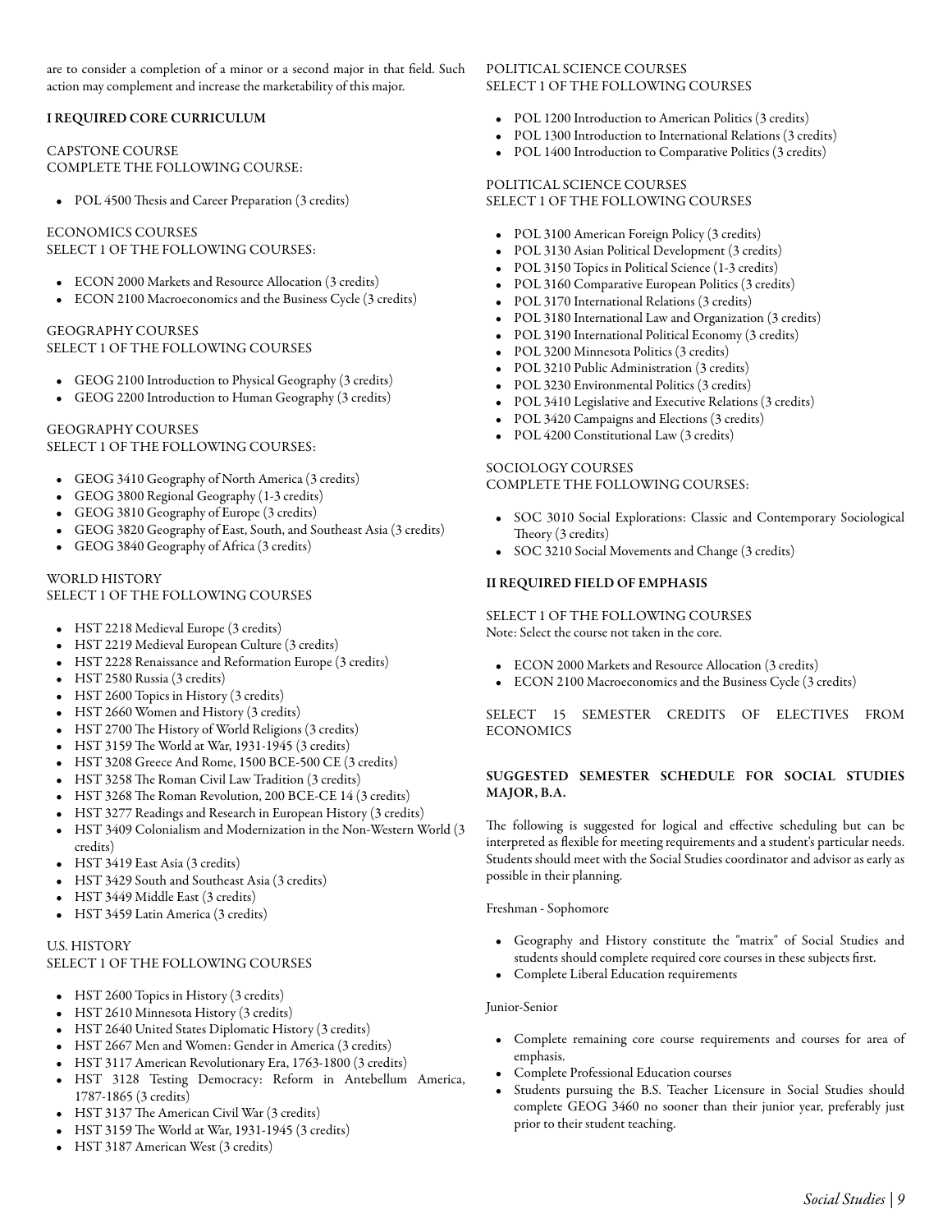are to consider a completion of a minor or a second major in that field. Such action may complement and increase the marketability of this major.

### I REQUIRED CORE CURRICULUM

CAPSTONE COURSE
COMPLETE THE FOLLOWING COURSE:

- POL 4500 Thesis and Career Preparation (3 credits)

ECONOMICS COURSES
SELECT 1 OF THE FOLLOWING COURSES:

- ECON 2000 Markets and Resource Allocation (3 credits)
- ECON 2100 Macroeconomics and the Business Cycle (3 credits)

GEOGRAPHY COURSES
SELECT 1 OF THE FOLLOWING COURSES

- GEOG 2100 Introduction to Physical Geography (3 credits)
- GEOG 2200 Introduction to Human Geography (3 credits)

GEOGRAPHY COURSES
SELECT 1 OF THE FOLLOWING COURSES:

- GEOG 3410 Geography of North America (3 credits)
- GEOG 3800 Regional Geography (1-3 credits)
- GEOG 3810 Geography of Europe (3 credits)
- GEOG 3820 Geography of East, South, and Southeast Asia (3 credits)
- GEOG 3840 Geography of Africa (3 credits)

WORLD HISTORY
SELECT 1 OF THE FOLLOWING COURSES

- HST 2218 Medieval Europe (3 credits)
- HST 2219 Medieval European Culture (3 credits)
- HST 2228 Renaissance and Reformation Europe (3 credits)
- HST 2580 Russia (3 credits)
- HST 2600 Topics in History (3 credits)
- HST 2660 Women and History (3 credits)
- HST 2700 The History of World Religions (3 credits)
- HST 3159 The World at War, 1931-1945 (3 credits)
- HST 3208 Greece And Rome, 1500 BCE-500 CE (3 credits)
- HST 3258 The Roman Civil Law Tradition (3 credits)
- HST 3268 The Roman Revolution, 200 BCE-CE 14 (3 credits)
- HST 3277 Readings and Research in European History (3 credits)
- HST 3409 Colonialism and Modernization in the Non-Western World (3 credits)
- HST 3419 East Asia (3 credits)
- HST 3429 South and Southeast Asia (3 credits)
- HST 3449 Middle East (3 credits)
- HST 3459 Latin America (3 credits)

U.S. HISTORY
SELECT 1 OF THE FOLLOWING COURSES

- HST 2600 Topics in History (3 credits)
- HST 2610 Minnesota History (3 credits)
- HST 2640 United States Diplomatic History (3 credits)
- HST 2667 Men and Women: Gender in America (3 credits)
- HST 3117 American Revolutionary Era, 1763-1800 (3 credits)
- HST 3128 Testing Democracy: Reform in Antebellum America, 1787-1865 (3 credits)
- HST 3137 The American Civil War (3 credits)
- HST 3159 The World at War, 1931-1945 (3 credits)
- HST 3187 American West (3 credits)

POLITICAL SCIENCE COURSES
SELECT 1 OF THE FOLLOWING COURSES

- POL 1200 Introduction to American Politics (3 credits)
- POL 1300 Introduction to International Relations (3 credits)
- POL 1400 Introduction to Comparative Politics (3 credits)

POLITICAL SCIENCE COURSES
SELECT 1 OF THE FOLLOWING COURSES

- POL 3100 American Foreign Policy (3 credits)
- POL 3130 Asian Political Development (3 credits)
- POL 3150 Topics in Political Science (1-3 credits)
- POL 3160 Comparative European Politics (3 credits)
- POL 3170 International Relations (3 credits)
- POL 3180 International Law and Organization (3 credits)
- POL 3190 International Political Economy (3 credits)
- POL 3200 Minnesota Politics (3 credits)
- POL 3210 Public Administration (3 credits)
- POL 3230 Environmental Politics (3 credits)
- POL 3410 Legislative and Executive Relations (3 credits)
- POL 3420 Campaigns and Elections (3 credits)
- POL 4200 Constitutional Law (3 credits)

SOCIOLOGY COURSES
COMPLETE THE FOLLOWING COURSES:

- SOC 3010 Social Explorations: Classic and Contemporary Sociological Theory (3 credits)
- SOC 3210 Social Movements and Change (3 credits)

### II REQUIRED FIELD OF EMPHASIS

SELECT 1 OF THE FOLLOWING COURSES
Note: Select the course not taken in the core.

- ECON 2000 Markets and Resource Allocation (3 credits)
- ECON 2100 Macroeconomics and the Business Cycle (3 credits)

SELECT 15 SEMESTER CREDITS OF ELECTIVES FROM ECONOMICS

### SUGGESTED SEMESTER SCHEDULE FOR SOCIAL STUDIES MAJOR, B.A.

The following is suggested for logical and effective scheduling but can be interpreted as flexible for meeting requirements and a student's particular needs. Students should meet with the Social Studies coordinator and advisor as early as possible in their planning.

Freshman - Sophomore

- Geography and History constitute the "matrix" of Social Studies and students should complete required core courses in these subjects first.
- Complete Liberal Education requirements

Junior-Senior

- Complete remaining core course requirements and courses for area of emphasis.
- Complete Professional Education courses
- Students pursuing the B.S. Teacher Licensure in Social Studies should complete GEOG 3460 no sooner than their junior year, preferably just prior to their student teaching.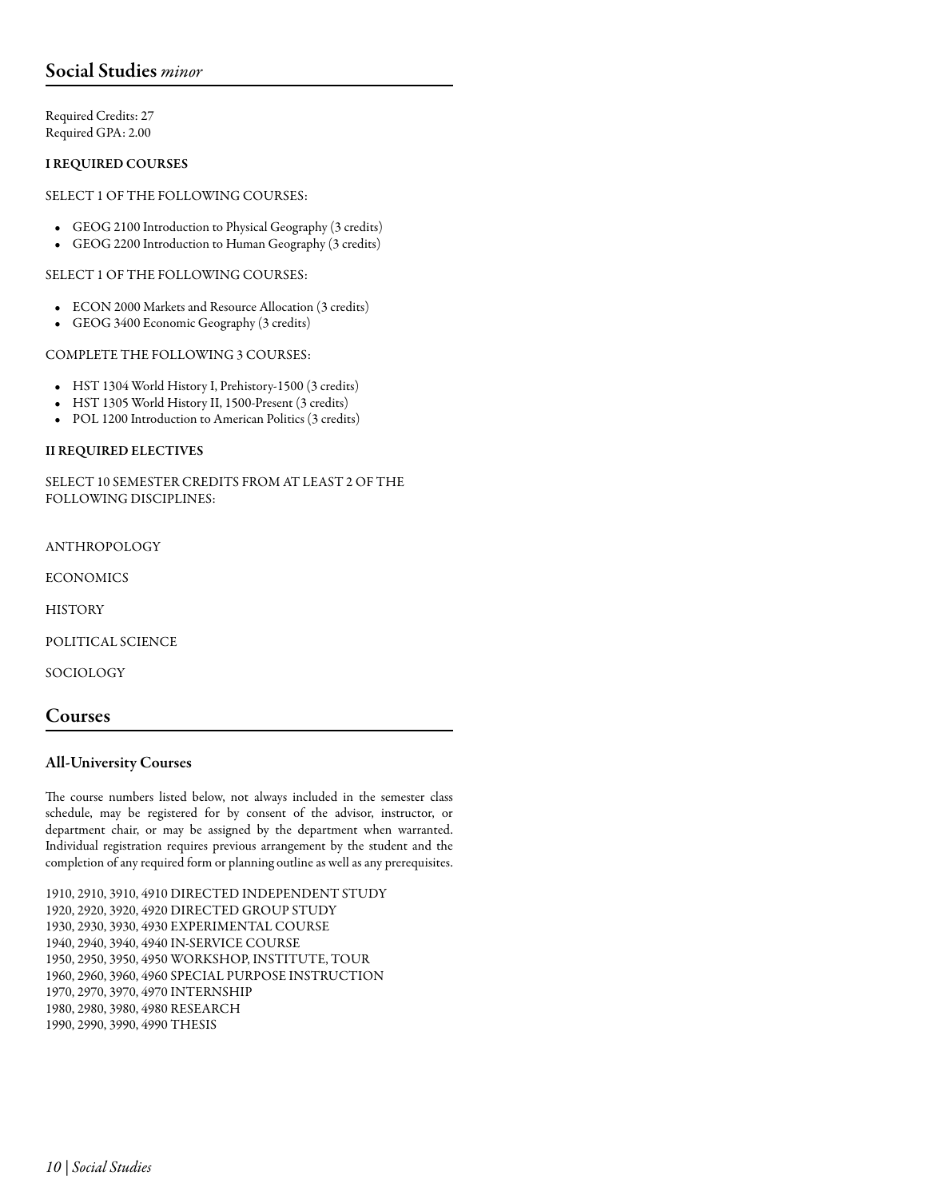## Social Studies *minor*

Required Credits: 27
Required GPA: 2.00

**I REQUIRED COURSES**

SELECT 1 OF THE FOLLOWING COURSES:

- GEOG 2100 Introduction to Physical Geography (3 credits)
- GEOG 2200 Introduction to Human Geography (3 credits)

SELECT 1 OF THE FOLLOWING COURSES:

- ECON 2000 Markets and Resource Allocation (3 credits)
- GEOG 3400 Economic Geography (3 credits)

COMPLETE THE FOLLOWING 3 COURSES:

- HST 1304 World History I, Prehistory-1500 (3 credits)
- HST 1305 World History II, 1500-Present (3 credits)
- POL 1200 Introduction to American Politics (3 credits)

**II REQUIRED ELECTIVES**

SELECT 10 SEMESTER CREDITS FROM AT LEAST 2 OF THE FOLLOWING DISCIPLINES:

ANTHROPOLOGY

ECONOMICS

HISTORY

POLITICAL SCIENCE

SOCIOLOGY

## Courses

### All-University Courses

The course numbers listed below, not always included in the semester class schedule, may be registered for by consent of the advisor, instructor, or department chair, or may be assigned by the department when warranted. Individual registration requires previous arrangement by the student and the completion of any required form or planning outline as well as any prerequisites.

1910, 2910, 3910, 4910 DIRECTED INDEPENDENT STUDY
1920, 2920, 3920, 4920 DIRECTED GROUP STUDY
1930, 2930, 3930, 4930 EXPERIMENTAL COURSE
1940, 2940, 3940, 4940 IN-SERVICE COURSE
1950, 2950, 3950, 4950 WORKSHOP, INSTITUTE, TOUR
1960, 2960, 3960, 4960 SPECIAL PURPOSE INSTRUCTION
1970, 2970, 3970, 4970 INTERNSHIP
1980, 2980, 3980, 4980 RESEARCH
1990, 2990, 3990, 4990 THESIS